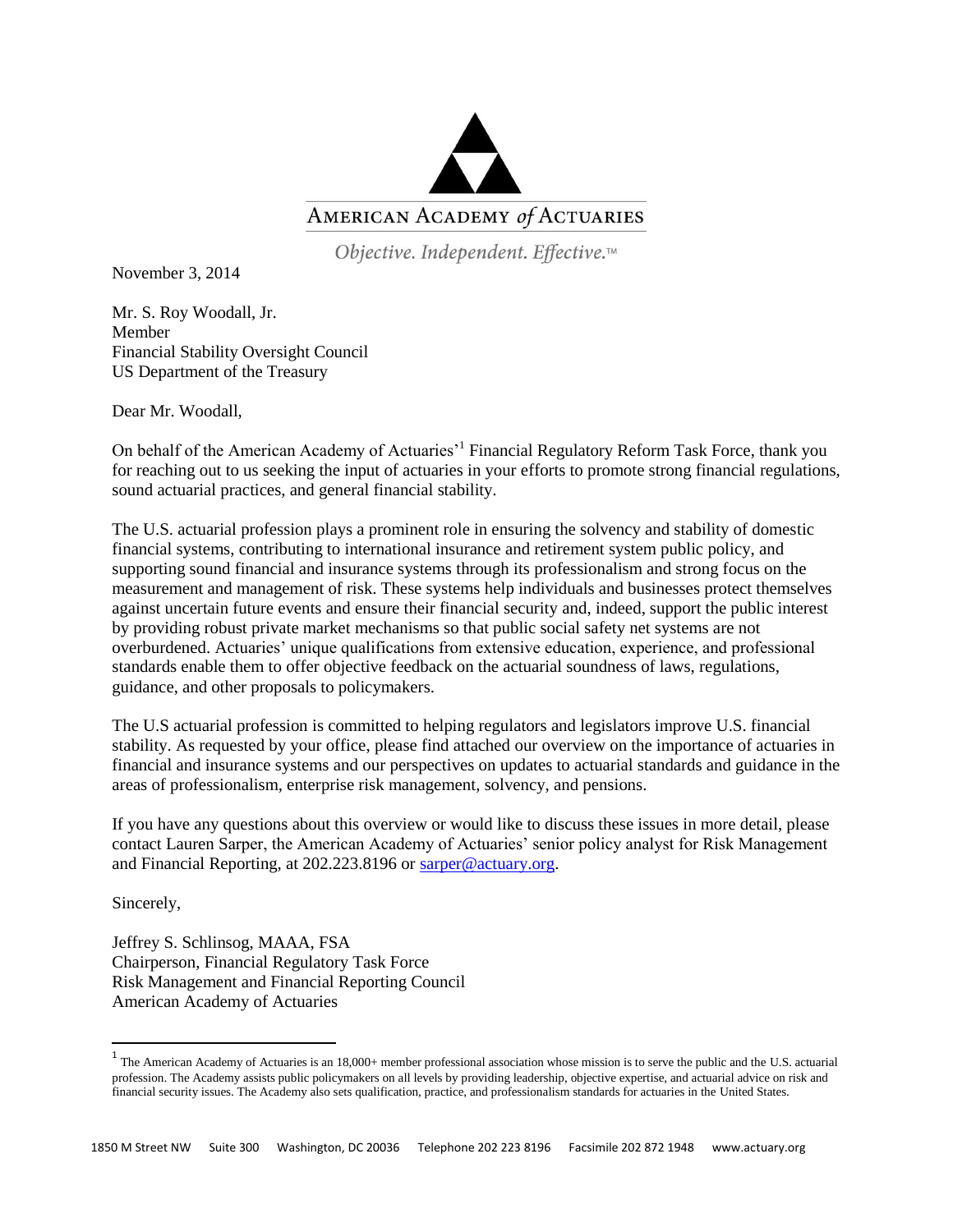AMERICAN ACADEMY *of* ACTUARIES

*Objective. Independent. Effective.™*

November 3, 2014

Mr. S. Roy Woodall, Jr.
Member
Financial Stability Oversight Council
US Department of the Treasury

Dear Mr. Woodall,

On behalf of the American Academy of Actuaries'[1] Financial Regulatory Reform Task Force, thank you for reaching out to us seeking the input of actuaries in your efforts to promote strong financial regulations, sound actuarial practices, and general financial stability.

The U.S. actuarial profession plays a prominent role in ensuring the solvency and stability of domestic financial systems, contributing to international insurance and retirement system public policy, and supporting sound financial and insurance systems through its professionalism and strong focus on the measurement and management of risk. These systems help individuals and businesses protect themselves against uncertain future events and ensure their financial security and, indeed, support the public interest by providing robust private market mechanisms so that public social safety net systems are not overburdened. Actuaries' unique qualifications from extensive education, experience, and professional standards enable them to offer objective feedback on the actuarial soundness of laws, regulations, guidance, and other proposals to policymakers.

The U.S actuarial profession is committed to helping regulators and legislators improve U.S. financial stability. As requested by your office, please find attached our overview on the importance of actuaries in financial and insurance systems and our perspectives on updates to actuarial standards and guidance in the areas of professionalism, enterprise risk management, solvency, and pensions.

If you have any questions about this overview or would like to discuss these issues in more detail, please contact Lauren Sarper, the American Academy of Actuaries' senior policy analyst for Risk Management and Financial Reporting, at 202.223.8196 or [sarper@actuary.org](mailto:sarper@actuary.org).

Sincerely,

Jeffrey S. Schlinsog, MAAA, FSA
Chairperson, Financial Regulatory Task Force
Risk Management and Financial Reporting Council
American Academy of Actuaries

---

[1] The American Academy of Actuaries is an 18,000+ member professional association whose mission is to serve the public and the U.S. actuarial profession. The Academy assists public policymakers on all levels by providing leadership, objective expertise, and actuarial advice on risk and financial security issues. The Academy also sets qualification, practice, and professionalism standards for actuaries in the United States.

1850 M Street NW Suite 300 Washington, DC 20036 Telephone 202 223 8196 Facsimile 202 872 1948 www.actuary.org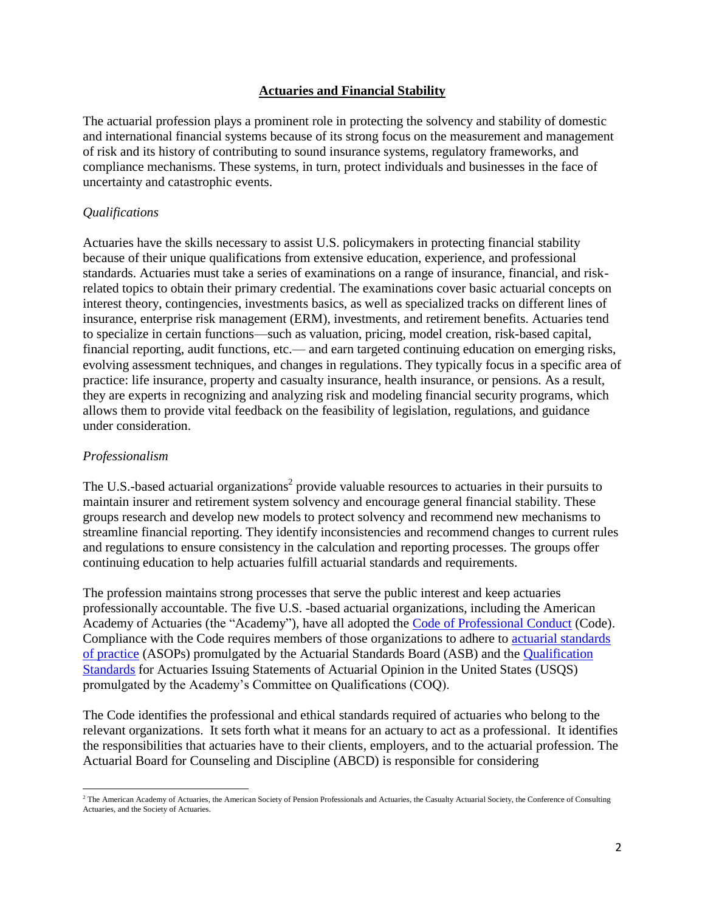## **Actuaries and Financial Stability**

The actuarial profession plays a prominent role in protecting the solvency and stability of domestic and international financial systems because of its strong focus on the measurement and management of risk and its history of contributing to sound insurance systems, regulatory frameworks, and compliance mechanisms. These systems, in turn, protect individuals and businesses in the face of uncertainty and catastrophic events.

*Qualifications*

Actuaries have the skills necessary to assist U.S. policymakers in protecting financial stability because of their unique qualifications from extensive education, experience, and professional standards. Actuaries must take a series of examinations on a range of insurance, financial, and risk-related topics to obtain their primary credential. The examinations cover basic actuarial concepts on interest theory, contingencies, investments basics, as well as specialized tracks on different lines of insurance, enterprise risk management (ERM), investments, and retirement benefits. Actuaries tend to specialize in certain functions—such as valuation, pricing, model creation, risk-based capital, financial reporting, audit functions, etc.— and earn targeted continuing education on emerging risks, evolving assessment techniques, and changes in regulations. They typically focus in a specific area of practice: life insurance, property and casualty insurance, health insurance, or pensions. As a result, they are experts in recognizing and analyzing risk and modeling financial security programs, which allows them to provide vital feedback on the feasibility of legislation, regulations, and guidance under consideration.

*Professionalism*

The U.S.-based actuarial organizations[2] provide valuable resources to actuaries in their pursuits to maintain insurer and retirement system solvency and encourage general financial stability. These groups research and develop new models to protect solvency and recommend new mechanisms to streamline financial reporting. They identify inconsistencies and recommend changes to current rules and regulations to ensure consistency in the calculation and reporting processes. The groups offer continuing education to help actuaries fulfill actuarial standards and requirements.

The profession maintains strong processes that serve the public interest and keep actuaries professionally accountable. The five U.S. -based actuarial organizations, including the American Academy of Actuaries (the "Academy"), have all adopted the Code of Professional Conduct (Code). Compliance with the Code requires members of those organizations to adhere to actuarial standards of practice (ASOPs) promulgated by the Actuarial Standards Board (ASB) and the Qualification Standards for Actuaries Issuing Statements of Actuarial Opinion in the United States (USQS) promulgated by the Academy's Committee on Qualifications (COQ).

The Code identifies the professional and ethical standards required of actuaries who belong to the relevant organizations. It sets forth what it means for an actuary to act as a professional. It identifies the responsibilities that actuaries have to their clients, employers, and to the actuarial profession. The Actuarial Board for Counseling and Discipline (ABCD) is responsible for considering

---

[2] The American Academy of Actuaries, the American Society of Pension Professionals and Actuaries, the Casualty Actuarial Society, the Conference of Consulting Actuaries, and the Society of Actuaries.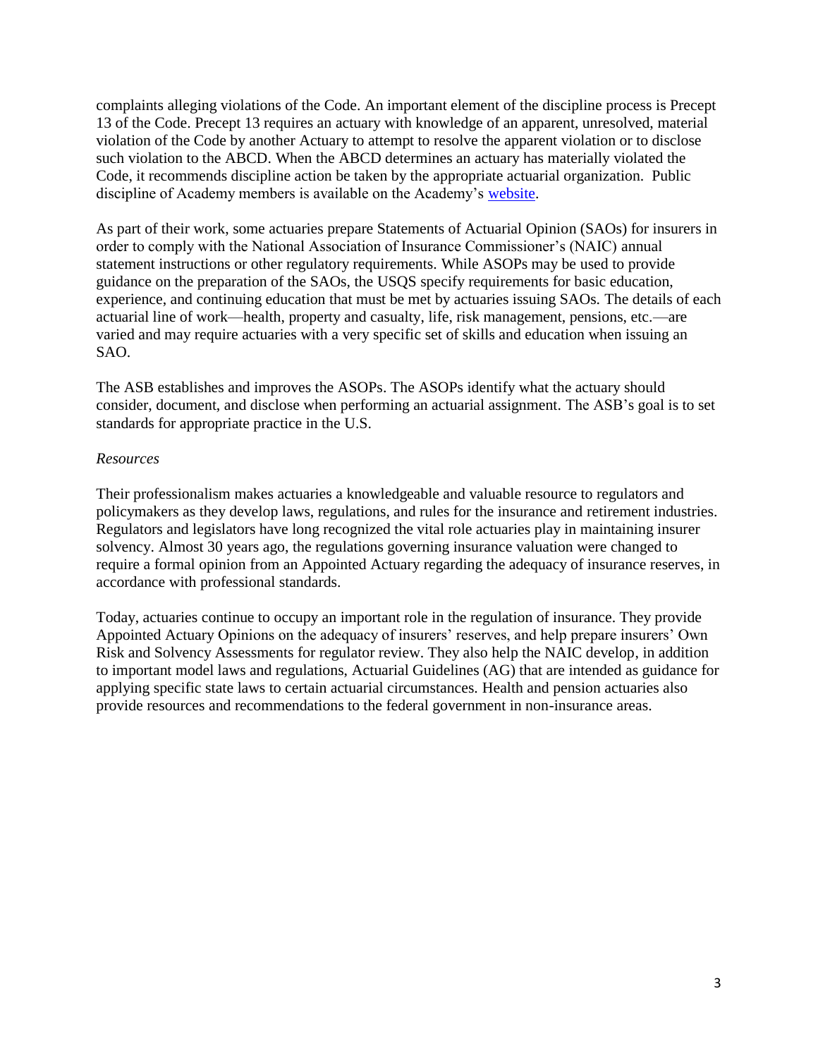complaints alleging violations of the Code. An important element of the discipline process is Precept 13 of the Code. Precept 13 requires an actuary with knowledge of an apparent, unresolved, material violation of the Code by another Actuary to attempt to resolve the apparent violation or to disclose such violation to the ABCD. When the ABCD determines an actuary has materially violated the Code, it recommends discipline action be taken by the appropriate actuarial organization. Public discipline of Academy members is available on the Academy's [website](website).

As part of their work, some actuaries prepare Statements of Actuarial Opinion (SAOs) for insurers in order to comply with the National Association of Insurance Commissioner's (NAIC) annual statement instructions or other regulatory requirements. While ASOPs may be used to provide guidance on the preparation of the SAOs, the USQS specify requirements for basic education, experience, and continuing education that must be met by actuaries issuing SAOs. The details of each actuarial line of work—health, property and casualty, life, risk management, pensions, etc.—are varied and may require actuaries with a very specific set of skills and education when issuing an SAO.

The ASB establishes and improves the ASOPs. The ASOPs identify what the actuary should consider, document, and disclose when performing an actuarial assignment. The ASB's goal is to set standards for appropriate practice in the U.S.

*Resources*

Their professionalism makes actuaries a knowledgeable and valuable resource to regulators and policymakers as they develop laws, regulations, and rules for the insurance and retirement industries. Regulators and legislators have long recognized the vital role actuaries play in maintaining insurer solvency. Almost 30 years ago, the regulations governing insurance valuation were changed to require a formal opinion from an Appointed Actuary regarding the adequacy of insurance reserves, in accordance with professional standards.

Today, actuaries continue to occupy an important role in the regulation of insurance. They provide Appointed Actuary Opinions on the adequacy of insurers' reserves, and help prepare insurers' Own Risk and Solvency Assessments for regulator review. They also help the NAIC develop, in addition to important model laws and regulations, Actuarial Guidelines (AG) that are intended as guidance for applying specific state laws to certain actuarial circumstances. Health and pension actuaries also provide resources and recommendations to the federal government in non-insurance areas.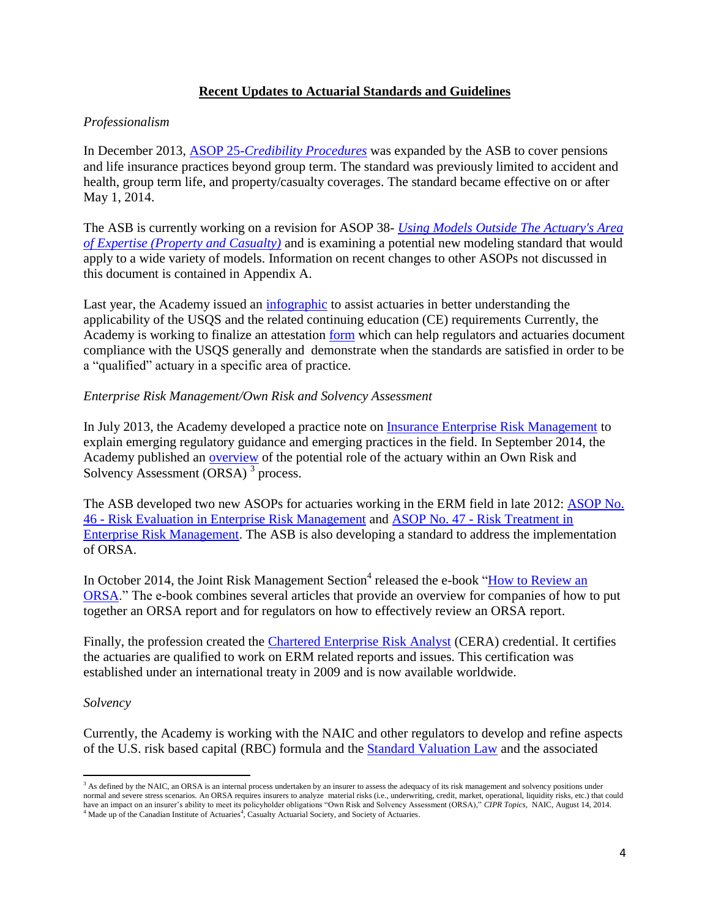## Recent Updates to Actuarial Standards and Guidelines

*Professionalism*

In December 2013, ASOP 25-*Credibility Procedures* was expanded by the ASB to cover pensions and life insurance practices beyond group term. The standard was previously limited to accident and health, group term life, and property/casualty coverages. The standard became effective on or after May 1, 2014.

The ASB is currently working on a revision for ASOP 38- *Using Models Outside The Actuary's Area of Expertise (Property and Casualty)* and is examining a potential new modeling standard that would apply to a wide variety of models. Information on recent changes to other ASOPs not discussed in this document is contained in Appendix A.

Last year, the Academy issued an infographic to assist actuaries in better understanding the applicability of the USQS and the related continuing education (CE) requirements Currently, the Academy is working to finalize an attestation form which can help regulators and actuaries document compliance with the USQS generally and demonstrate when the standards are satisfied in order to be a "qualified" actuary in a specific area of practice.

*Enterprise Risk Management/Own Risk and Solvency Assessment*

In July 2013, the Academy developed a practice note on Insurance Enterprise Risk Management to explain emerging regulatory guidance and emerging practices in the field. In September 2014, the Academy published an overview of the potential role of the actuary within an Own Risk and Solvency Assessment (ORSA) [3] process.

The ASB developed two new ASOPs for actuaries working in the ERM field in late 2012: ASOP No. 46 - Risk Evaluation in Enterprise Risk Management and ASOP No. 47 - Risk Treatment in Enterprise Risk Management. The ASB is also developing a standard to address the implementation of ORSA.

In October 2014, the Joint Risk Management Section[4] released the e-book "How to Review an ORSA." The e-book combines several articles that provide an overview for companies of how to put together an ORSA report and for regulators on how to effectively review an ORSA report.

Finally, the profession created the Chartered Enterprise Risk Analyst (CERA) credential. It certifies the actuaries are qualified to work on ERM related reports and issues. This certification was established under an international treaty in 2009 and is now available worldwide.

*Solvency*

Currently, the Academy is working with the NAIC and other regulators to develop and refine aspects of the U.S. risk based capital (RBC) formula and the Standard Valuation Law and the associated

---

[3] As defined by the NAIC, an ORSA is an internal process undertaken by an insurer to assess the adequacy of its risk management and solvency positions under normal and severe stress scenarios. An ORSA requires insurers to analyze material risks (i.e., underwriting, credit, market, operational, liquidity risks, etc.) that could have an impact on an insurer's ability to meet its policyholder obligations "Own Risk and Solvency Assessment (ORSA)," *CIPR Topics*, NAIC, August 14, 2014.

[4] Made up of the Canadian Institute of Actuaries[4], Casualty Actuarial Society, and Society of Actuaries.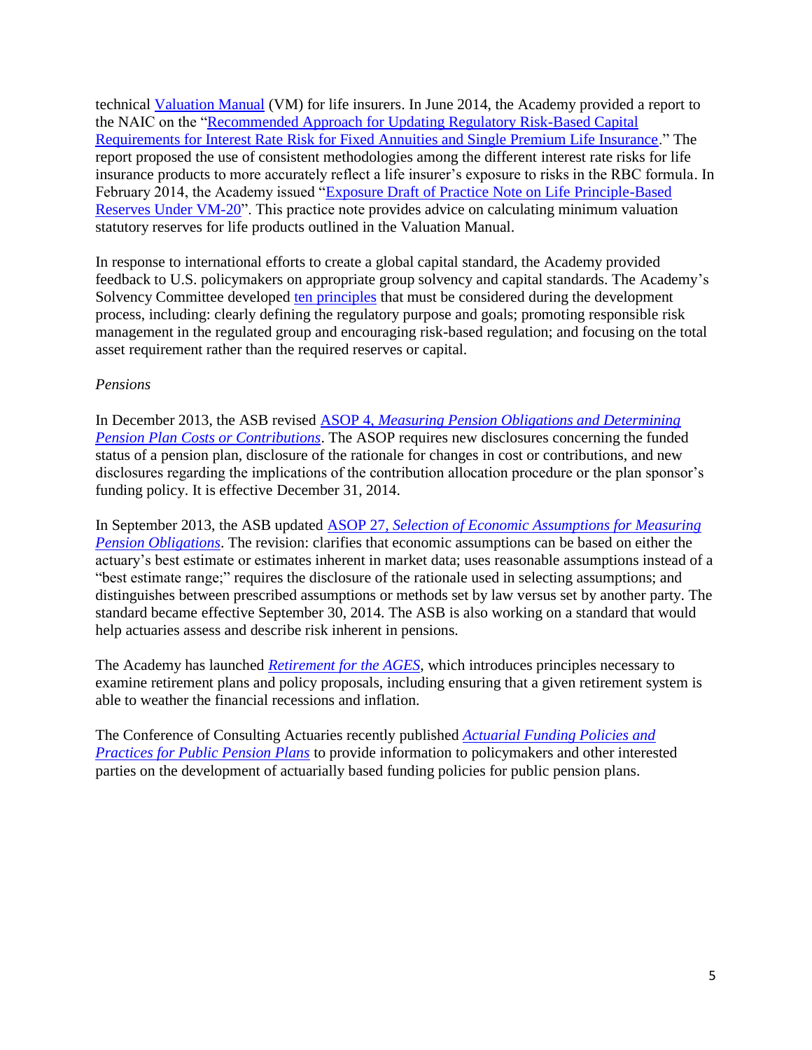technical Valuation Manual (VM) for life insurers. In June 2014, the Academy provided a report to the NAIC on the "Recommended Approach for Updating Regulatory Risk-Based Capital Requirements for Interest Rate Risk for Fixed Annuities and Single Premium Life Insurance." The report proposed the use of consistent methodologies among the different interest rate risks for life insurance products to more accurately reflect a life insurer's exposure to risks in the RBC formula. In February 2014, the Academy issued "Exposure Draft of Practice Note on Life Principle-Based Reserves Under VM-20". This practice note provides advice on calculating minimum valuation statutory reserves for life products outlined in the Valuation Manual.

In response to international efforts to create a global capital standard, the Academy provided feedback to U.S. policymakers on appropriate group solvency and capital standards. The Academy's Solvency Committee developed ten principles that must be considered during the development process, including: clearly defining the regulatory purpose and goals; promoting responsible risk management in the regulated group and encouraging risk-based regulation; and focusing on the total asset requirement rather than the required reserves or capital.

*Pensions*

In December 2013, the ASB revised ASOP 4, *Measuring Pension Obligations and Determining Pension Plan Costs or Contributions*. The ASOP requires new disclosures concerning the funded status of a pension plan, disclosure of the rationale for changes in cost or contributions, and new disclosures regarding the implications of the contribution allocation procedure or the plan sponsor's funding policy. It is effective December 31, 2014.

In September 2013, the ASB updated ASOP 27, *Selection of Economic Assumptions for Measuring Pension Obligations*. The revision: clarifies that economic assumptions can be based on either the actuary's best estimate or estimates inherent in market data; uses reasonable assumptions instead of a "best estimate range;" requires the disclosure of the rationale used in selecting assumptions; and distinguishes between prescribed assumptions or methods set by law versus set by another party. The standard became effective September 30, 2014. The ASB is also working on a standard that would help actuaries assess and describe risk inherent in pensions.

The Academy has launched *Retirement for the AGES*, which introduces principles necessary to examine retirement plans and policy proposals, including ensuring that a given retirement system is able to weather the financial recessions and inflation.

The Conference of Consulting Actuaries recently published *Actuarial Funding Policies and Practices for Public Pension Plans* to provide information to policymakers and other interested parties on the development of actuarially based funding policies for public pension plans.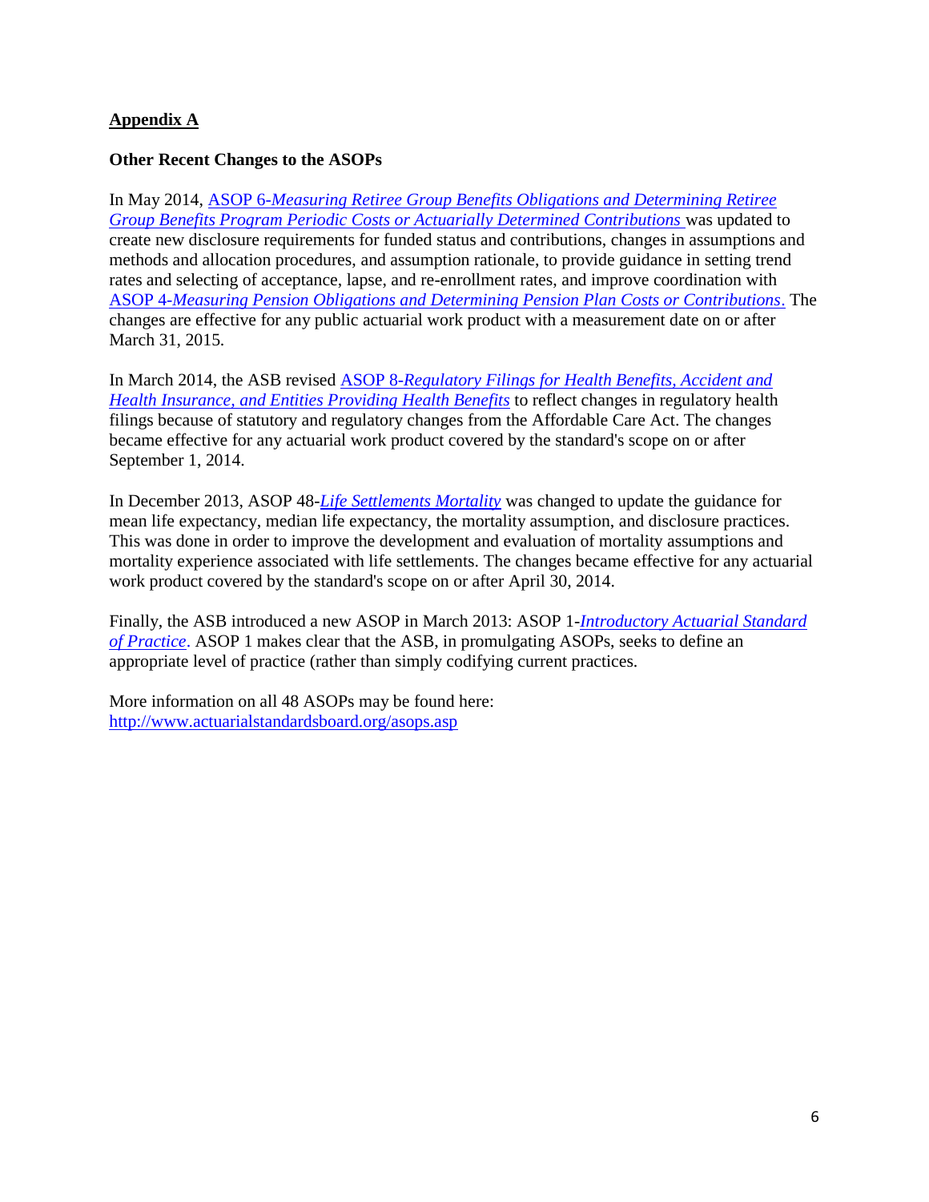**Appendix A**

**Other Recent Changes to the ASOPs**

In May 2014, [ASOP 6-*Measuring Retiree Group Benefits Obligations and Determining Retiree Group Benefits Program Periodic Costs or Actuarially Determined Contributions*] was updated to create new disclosure requirements for funded status and contributions, changes in assumptions and methods and allocation procedures, and assumption rationale, to provide guidance in setting trend rates and selecting of acceptance, lapse, and re-enrollment rates, and improve coordination with [ASOP 4-*Measuring Pension Obligations and Determining Pension Plan Costs or Contributions*]. The changes are effective for any public actuarial work product with a measurement date on or after March 31, 2015.

In March 2014, the ASB revised [ASOP 8-*Regulatory Filings for Health Benefits, Accident and Health Insurance, and Entities Providing Health Benefits*] to reflect changes in regulatory health filings because of statutory and regulatory changes from the Affordable Care Act. The changes became effective for any actuarial work product covered by the standard's scope on or after September 1, 2014.

In December 2013, ASOP 48-[*Life Settlements Mortality*] was changed to update the guidance for mean life expectancy, median life expectancy, the mortality assumption, and disclosure practices. This was done in order to improve the development and evaluation of mortality assumptions and mortality experience associated with life settlements. The changes became effective for any actuarial work product covered by the standard's scope on or after April 30, 2014.

Finally, the ASB introduced a new ASOP in March 2013: ASOP 1-[*Introductory Actuarial Standard of Practice*]. ASOP 1 makes clear that the ASB, in promulgating ASOPs, seeks to define an appropriate level of practice (rather than simply codifying current practices.

More information on all 48 ASOPs may be found here:
http://www.actuarialstandardsboard.org/asops.asp